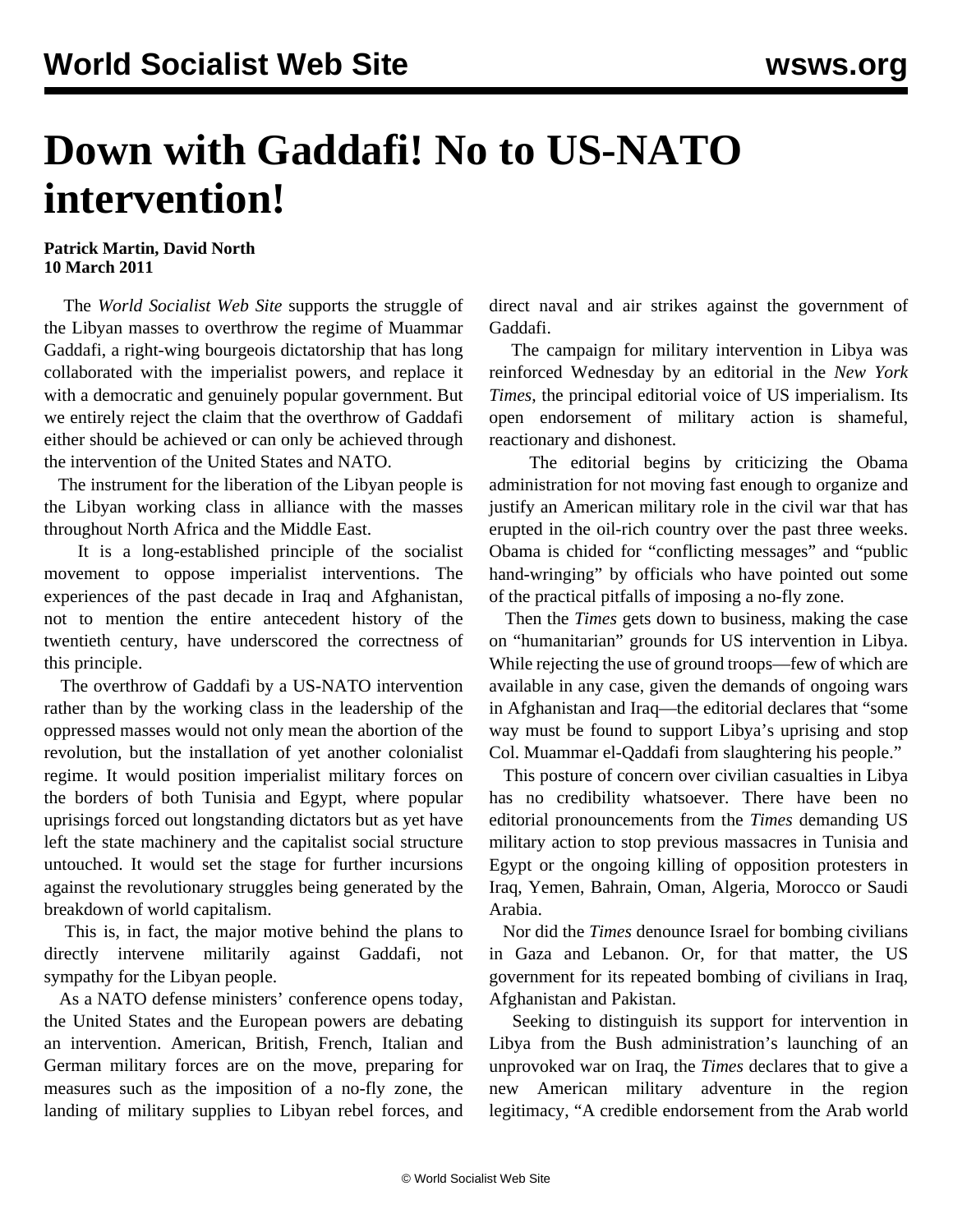# Down with Gaddafi! No to US-NATO intervention!

**Patrick Martin, David North**
**10 March 2011**

The *World Socialist Web Site* supports the struggle of the Libyan masses to overthrow the regime of Muammar Gaddafi, a right-wing bourgeois dictatorship that has long collaborated with the imperialist powers, and replace it with a democratic and genuinely popular government. But we entirely reject the claim that the overthrow of Gaddafi either should be achieved or can only be achieved through the intervention of the United States and NATO.

The instrument for the liberation of the Libyan people is the Libyan working class in alliance with the masses throughout North Africa and the Middle East.

It is a long-established principle of the socialist movement to oppose imperialist interventions. The experiences of the past decade in Iraq and Afghanistan, not to mention the entire antecedent history of the twentieth century, have underscored the correctness of this principle.

The overthrow of Gaddafi by a US-NATO intervention rather than by the working class in the leadership of the oppressed masses would not only mean the abortion of the revolution, but the installation of yet another colonialist regime. It would position imperialist military forces on the borders of both Tunisia and Egypt, where popular uprisings forced out longstanding dictators but as yet have left the state machinery and the capitalist social structure untouched. It would set the stage for further incursions against the revolutionary struggles being generated by the breakdown of world capitalism.

This is, in fact, the major motive behind the plans to directly intervene militarily against Gaddafi, not sympathy for the Libyan people.

As a NATO defense ministers' conference opens today, the United States and the European powers are debating an intervention. American, British, French, Italian and German military forces are on the move, preparing for measures such as the imposition of a no-fly zone, the landing of military supplies to Libyan rebel forces, and direct naval and air strikes against the government of Gaddafi.

The campaign for military intervention in Libya was reinforced Wednesday by an editorial in the *New York Times*, the principal editorial voice of US imperialism. Its open endorsement of military action is shameful, reactionary and dishonest.

The editorial begins by criticizing the Obama administration for not moving fast enough to organize and justify an American military role in the civil war that has erupted in the oil-rich country over the past three weeks. Obama is chided for "conflicting messages" and "public hand-wringing" by officials who have pointed out some of the practical pitfalls of imposing a no-fly zone.

Then the *Times* gets down to business, making the case on "humanitarian" grounds for US intervention in Libya. While rejecting the use of ground troops—few of which are available in any case, given the demands of ongoing wars in Afghanistan and Iraq—the editorial declares that "some way must be found to support Libya's uprising and stop Col. Muammar el-Qaddafi from slaughtering his people."

This posture of concern over civilian casualties in Libya has no credibility whatsoever. There have been no editorial pronouncements from the *Times* demanding US military action to stop previous massacres in Tunisia and Egypt or the ongoing killing of opposition protesters in Iraq, Yemen, Bahrain, Oman, Algeria, Morocco or Saudi Arabia.

Nor did the *Times* denounce Israel for bombing civilians in Gaza and Lebanon. Or, for that matter, the US government for its repeated bombing of civilians in Iraq, Afghanistan and Pakistan.

Seeking to distinguish its support for intervention in Libya from the Bush administration's launching of an unprovoked war on Iraq, the *Times* declares that to give a new American military adventure in the region legitimacy, "A credible endorsement from the Arab world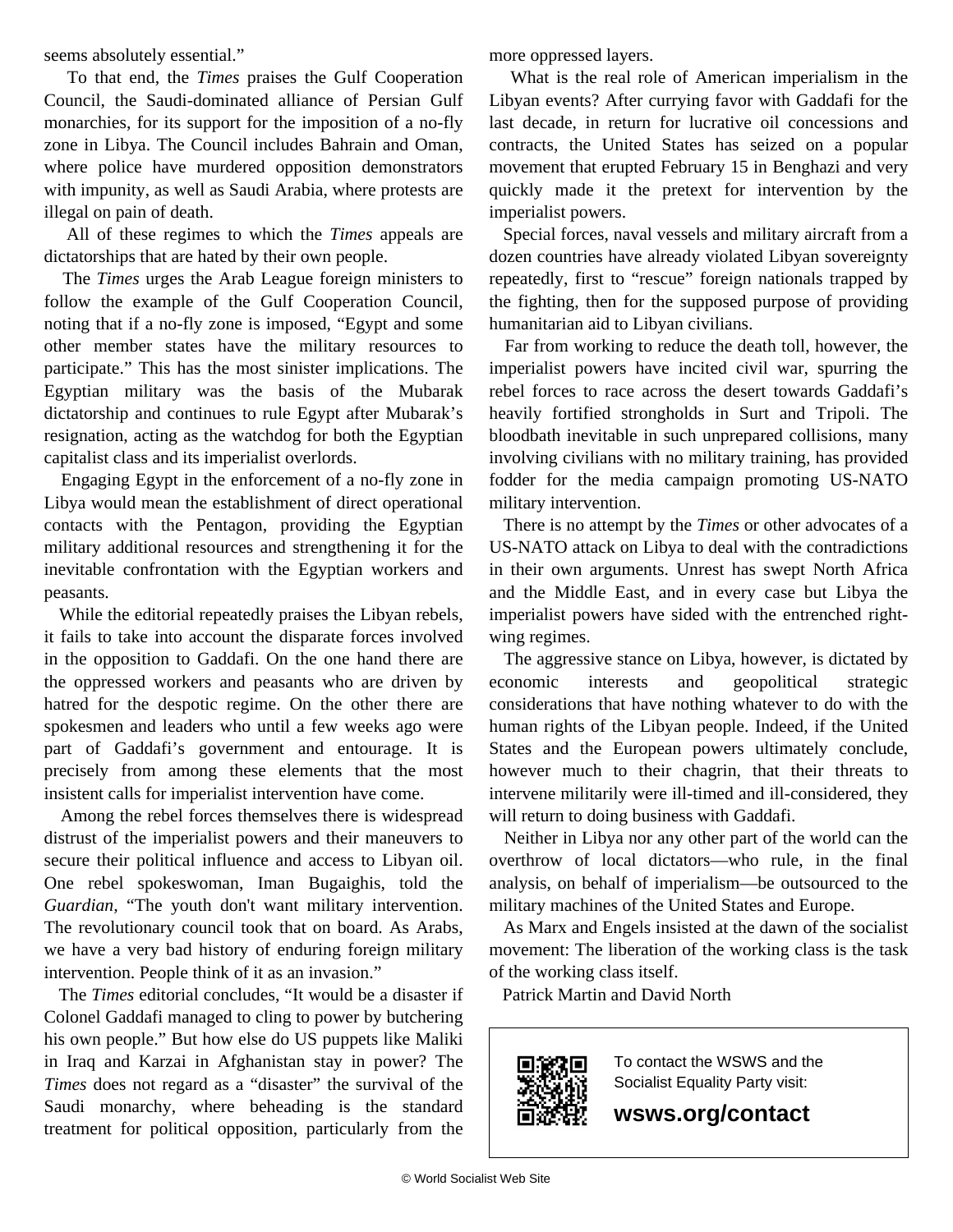seems absolutely essential."

To that end, the *Times* praises the Gulf Cooperation Council, the Saudi-dominated alliance of Persian Gulf monarchies, for its support for the imposition of a no-fly zone in Libya. The Council includes Bahrain and Oman, where police have murdered opposition demonstrators with impunity, as well as Saudi Arabia, where protests are illegal on pain of death.

All of these regimes to which the *Times* appeals are dictatorships that are hated by their own people.

The *Times* urges the Arab League foreign ministers to follow the example of the Gulf Cooperation Council, noting that if a no-fly zone is imposed, "Egypt and some other member states have the military resources to participate." This has the most sinister implications. The Egyptian military was the basis of the Mubarak dictatorship and continues to rule Egypt after Mubarak's resignation, acting as the watchdog for both the Egyptian capitalist class and its imperialist overlords.

Engaging Egypt in the enforcement of a no-fly zone in Libya would mean the establishment of direct operational contacts with the Pentagon, providing the Egyptian military additional resources and strengthening it for the inevitable confrontation with the Egyptian workers and peasants.

While the editorial repeatedly praises the Libyan rebels, it fails to take into account the disparate forces involved in the opposition to Gaddafi. On the one hand there are the oppressed workers and peasants who are driven by hatred for the despotic regime. On the other there are spokesmen and leaders who until a few weeks ago were part of Gaddafi's government and entourage. It is precisely from among these elements that the most insistent calls for imperialist intervention have come.

Among the rebel forces themselves there is widespread distrust of the imperialist powers and their maneuvers to secure their political influence and access to Libyan oil. One rebel spokeswoman, Iman Bugaighis, told the *Guardian*, "The youth don't want military intervention. The revolutionary council took that on board. As Arabs, we have a very bad history of enduring foreign military intervention. People think of it as an invasion."

The *Times* editorial concludes, "It would be a disaster if Colonel Gaddafi managed to cling to power by butchering his own people." But how else do US puppets like Maliki in Iraq and Karzai in Afghanistan stay in power? The *Times* does not regard as a "disaster" the survival of the Saudi monarchy, where beheading is the standard treatment for political opposition, particularly from the more oppressed layers.

What is the real role of American imperialism in the Libyan events? After currying favor with Gaddafi for the last decade, in return for lucrative oil concessions and contracts, the United States has seized on a popular movement that erupted February 15 in Benghazi and very quickly made it the pretext for intervention by the imperialist powers.

Special forces, naval vessels and military aircraft from a dozen countries have already violated Libyan sovereignty repeatedly, first to "rescue" foreign nationals trapped by the fighting, then for the supposed purpose of providing humanitarian aid to Libyan civilians.

Far from working to reduce the death toll, however, the imperialist powers have incited civil war, spurring the rebel forces to race across the desert towards Gaddafi's heavily fortified strongholds in Surt and Tripoli. The bloodbath inevitable in such unprepared collisions, many involving civilians with no military training, has provided fodder for the media campaign promoting US-NATO military intervention.

There is no attempt by the *Times* or other advocates of a US-NATO attack on Libya to deal with the contradictions in their own arguments. Unrest has swept North Africa and the Middle East, and in every case but Libya the imperialist powers have sided with the entrenched right-wing regimes.

The aggressive stance on Libya, however, is dictated by economic interests and geopolitical strategic considerations that have nothing whatever to do with the human rights of the Libyan people. Indeed, if the United States and the European powers ultimately conclude, however much to their chagrin, that their threats to intervene militarily were ill-timed and ill-considered, they will return to doing business with Gaddafi.

Neither in Libya nor any other part of the world can the overthrow of local dictators—who rule, in the final analysis, on behalf of imperialism—be outsourced to the military machines of the United States and Europe.

As Marx and Engels insisted at the dawn of the socialist movement: The liberation of the working class is the task of the working class itself.

Patrick Martin and David North

To contact the WSWS and the Socialist Equality Party visit:

**wsws.org/contact**